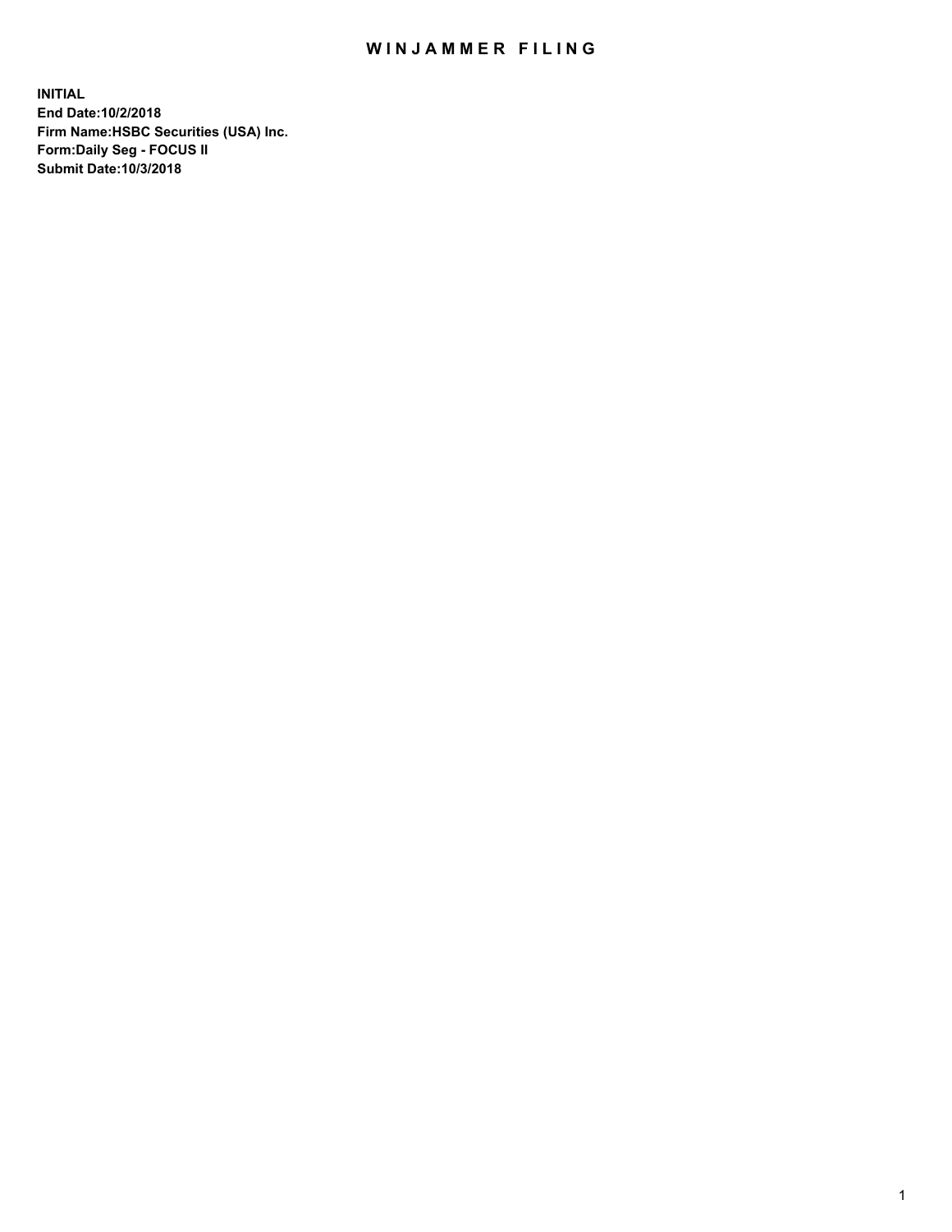# WINJAMMER FILING

**INITIAL**
**End Date:10/2/2018**
**Firm Name:HSBC Securities (USA) Inc.**
**Form:Daily Seg - FOCUS II**
**Submit Date:10/3/2018**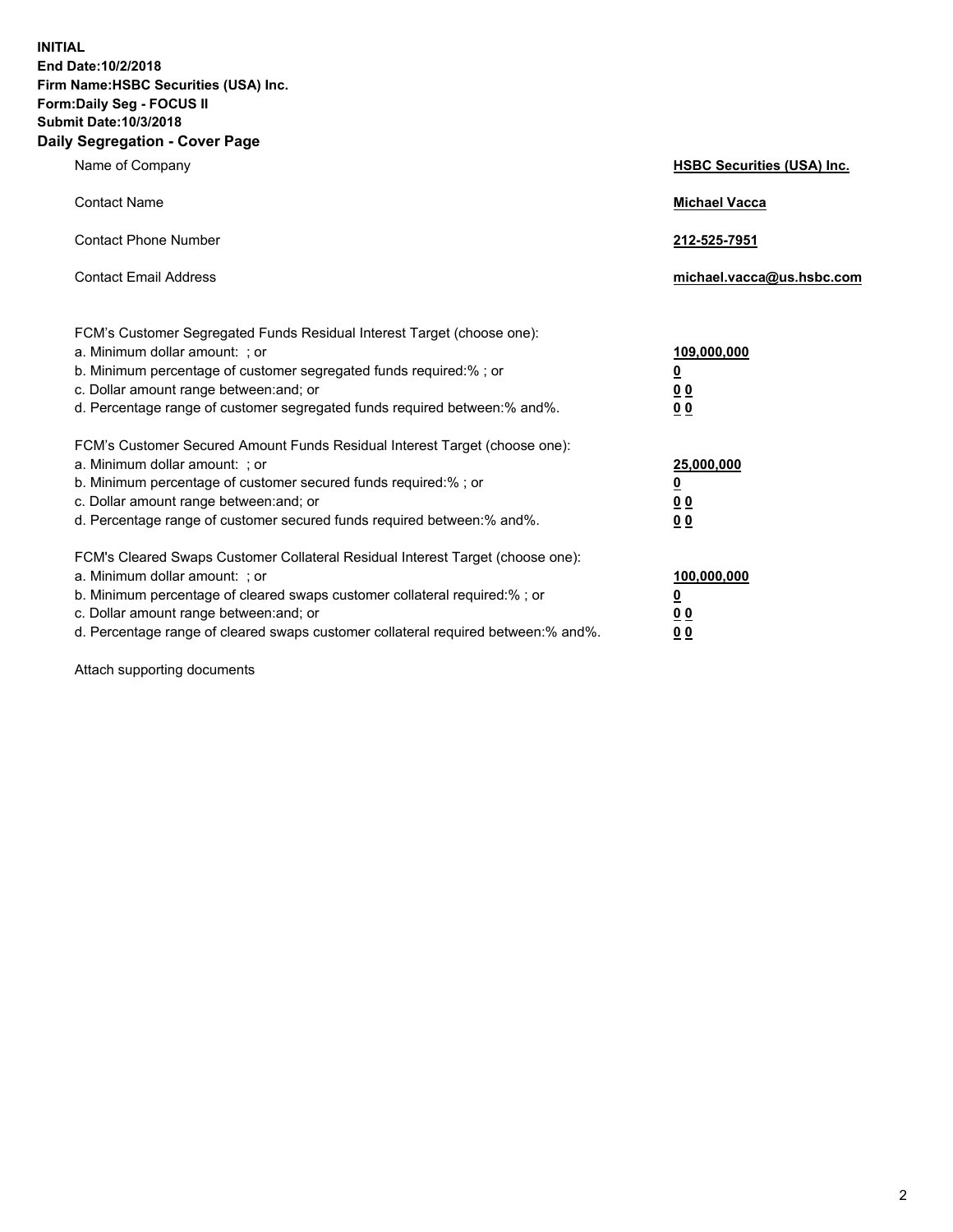**INITIAL**
**End Date:10/2/2018**
**Firm Name:HSBC Securities (USA) Inc.**
**Form:Daily Seg - FOCUS II**
**Submit Date:10/3/2018**

## Daily Segregation - Cover Page

| | |
|---|---|
| Name of Company | **HSBC Securities (USA) Inc.** |
| Contact Name | **Michael Vacca** |
| Contact Phone Number | **212-525-7951** |
| Contact Email Address | **michael.vacca@us.hsbc.com** |

| | |
|---|---|
| FCM's Customer Segregated Funds Residual Interest Target (choose one): | |
| a. Minimum dollar amount: ; or | **109,000,000** |
| b. Minimum percentage of customer segregated funds required:% ; or | **0** |
| c. Dollar amount range between:and; or | **0 0** |
| d. Percentage range of customer segregated funds required between:% and%. | **0 0** |
| FCM's Customer Secured Amount Funds Residual Interest Target (choose one): | |
| a. Minimum dollar amount: ; or | **25,000,000** |
| b. Minimum percentage of customer secured funds required:% ; or | **0** |
| c. Dollar amount range between:and; or | **0 0** |
| d. Percentage range of customer secured funds required between:% and%. | **0 0** |
| FCM's Cleared Swaps Customer Collateral Residual Interest Target (choose one): | |
| a. Minimum dollar amount: ; or | **100,000,000** |
| b. Minimum percentage of cleared swaps customer collateral required:% ; or | **0** |
| c. Dollar amount range between:and; or | **0 0** |
| d. Percentage range of cleared swaps customer collateral required between:% and%. | **0 0** |

Attach supporting documents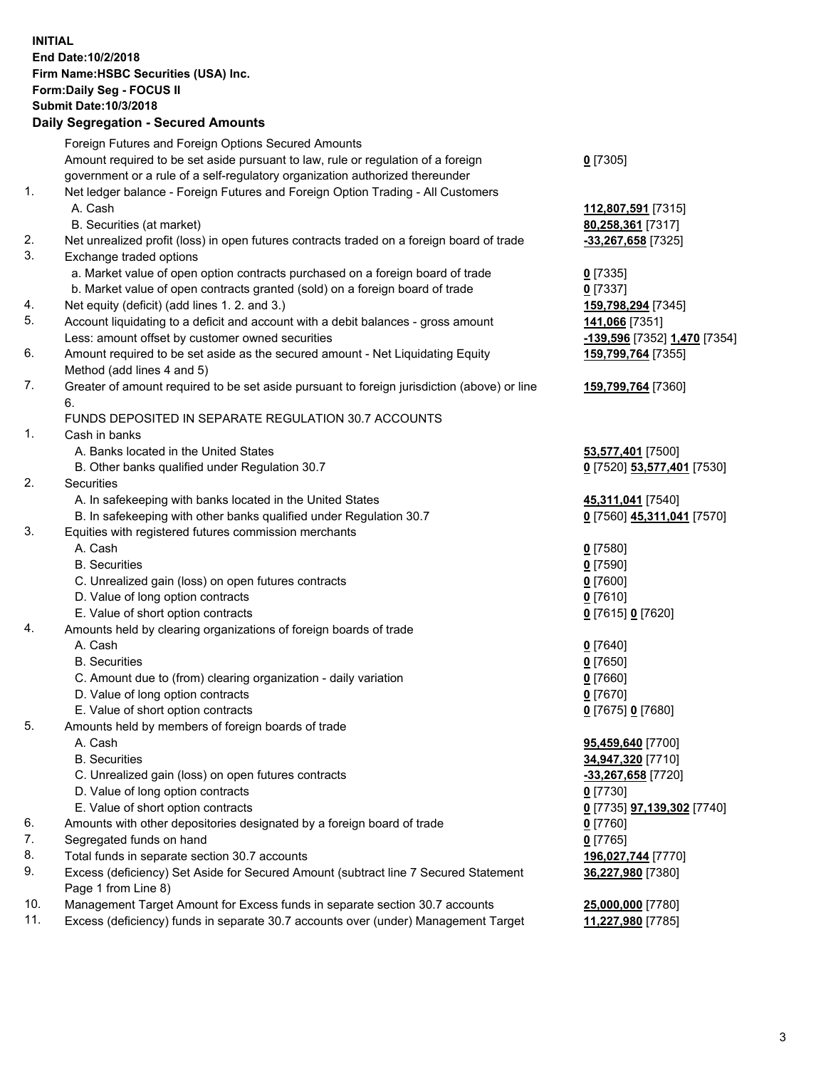**INITIAL**
**End Date:10/2/2018**
**Firm Name:HSBC Securities (USA) Inc.**
**Form:Daily Seg - FOCUS II**
**Submit Date:10/3/2018**

## Daily Segregation - Secured Amounts

| | | |
|---|---|---|
| | Foreign Futures and Foreign Options Secured Amounts | |
| | Amount required to be set aside pursuant to law, rule or regulation of a foreign government or a rule of a self-regulatory organization authorized thereunder | **0** [7305] |
| 1. | Net ledger balance - Foreign Futures and Foreign Option Trading - All Customers | |
| | A. Cash | **112,807,591** [7315] |
| | B. Securities (at market) | **80,258,361** [7317] |
| 2. | Net unrealized profit (loss) in open futures contracts traded on a foreign board of trade | **-33,267,658** [7325] |
| 3. | Exchange traded options | |
| | a. Market value of open option contracts purchased on a foreign board of trade | **0** [7335] |
| | b. Market value of open contracts granted (sold) on a foreign board of trade | **0** [7337] |
| 4. | Net equity (deficit) (add lines 1. 2. and 3.) | **159,798,294** [7345] |
| 5. | Account liquidating to a deficit and account with a debit balances - gross amount | **141,066** [7351] |
| | Less: amount offset by customer owned securities | **-139,596** [7352] **1,470** [7354] |
| 6. | Amount required to be set aside as the secured amount - Net Liquidating Equity Method (add lines 4 and 5) | **159,799,764** [7355] |
| 7. | Greater of amount required to be set aside pursuant to foreign jurisdiction (above) or line 6. | **159,799,764** [7360] |
| | FUNDS DEPOSITED IN SEPARATE REGULATION 30.7 ACCOUNTS | |
| 1. | Cash in banks | |
| | A. Banks located in the United States | **53,577,401** [7500] |
| | B. Other banks qualified under Regulation 30.7 | **0** [7520] **53,577,401** [7530] |
| 2. | Securities | |
| | A. In safekeeping with banks located in the United States | **45,311,041** [7540] |
| | B. In safekeeping with other banks qualified under Regulation 30.7 | **0** [7560] **45,311,041** [7570] |
| 3. | Equities with registered futures commission merchants | |
| | A. Cash | **0** [7580] |
| | B. Securities | **0** [7590] |
| | C. Unrealized gain (loss) on open futures contracts | **0** [7600] |
| | D. Value of long option contracts | **0** [7610] |
| | E. Value of short option contracts | **0** [7615] **0** [7620] |
| 4. | Amounts held by clearing organizations of foreign boards of trade | |
| | A. Cash | **0** [7640] |
| | B. Securities | **0** [7650] |
| | C. Amount due to (from) clearing organization - daily variation | **0** [7660] |
| | D. Value of long option contracts | **0** [7670] |
| | E. Value of short option contracts | **0** [7675] **0** [7680] |
| 5. | Amounts held by members of foreign boards of trade | |
| | A. Cash | **95,459,640** [7700] |
| | B. Securities | **34,947,320** [7710] |
| | C. Unrealized gain (loss) on open futures contracts | **-33,267,658** [7720] |
| | D. Value of long option contracts | **0** [7730] |
| | E. Value of short option contracts | **0** [7735] **97,139,302** [7740] |
| 6. | Amounts with other depositories designated by a foreign board of trade | **0** [7760] |
| 7. | Segregated funds on hand | **0** [7765] |
| 8. | Total funds in separate section 30.7 accounts | **196,027,744** [7770] |
| 9. | Excess (deficiency) Set Aside for Secured Amount (subtract line 7 Secured Statement Page 1 from Line 8) | **36,227,980** [7380] |
| 10. | Management Target Amount for Excess funds in separate section 30.7 accounts | **25,000,000** [7780] |
| 11. | Excess (deficiency) funds in separate 30.7 accounts over (under) Management Target | **11,227,980** [7785] |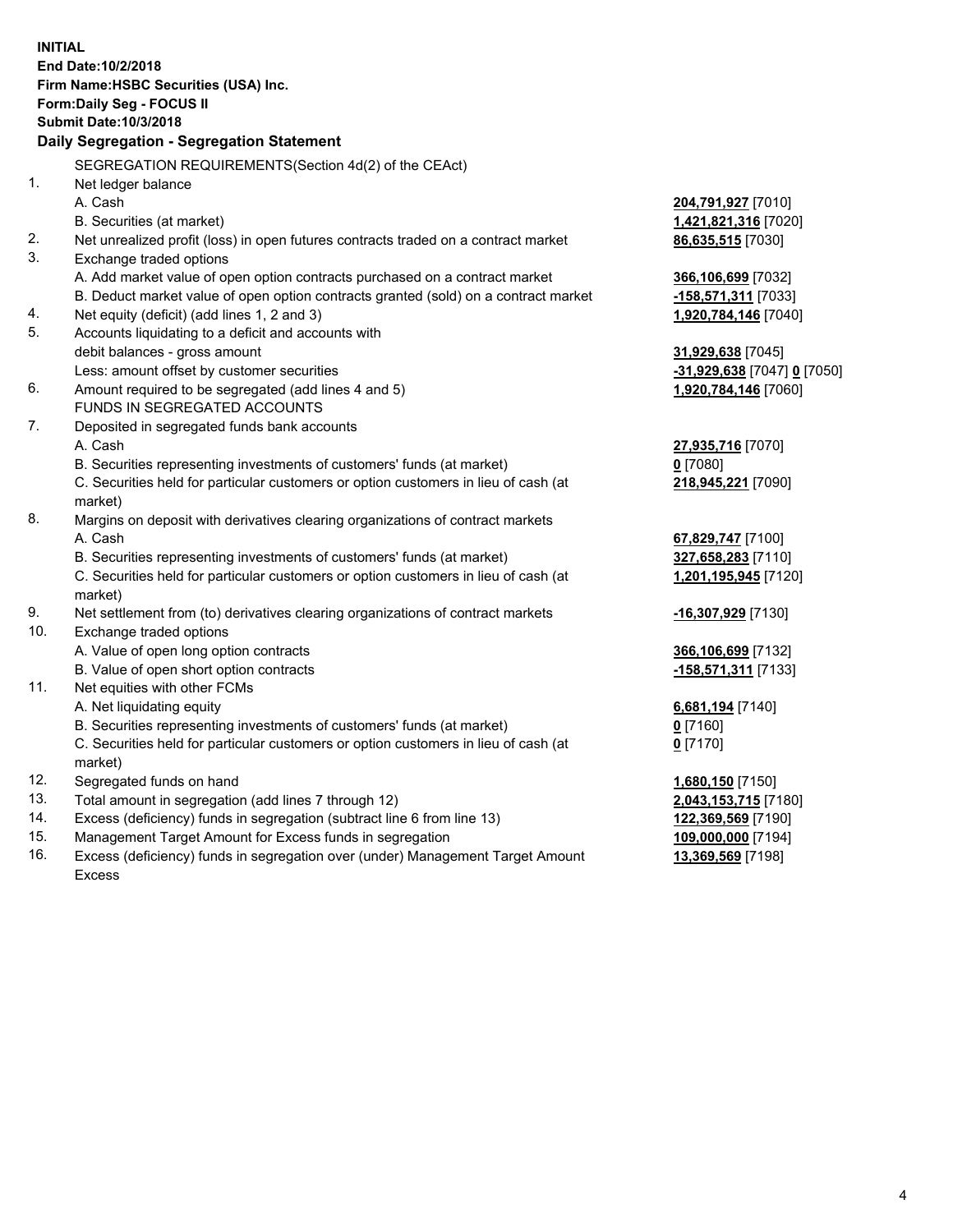**INITIAL**
**End Date:10/2/2018**
**Firm Name:HSBC Securities (USA) Inc.**
**Form:Daily Seg - FOCUS II**
**Submit Date:10/3/2018**

**Daily Segregation - Segregation Statement**

| | | |
|---|---|---|
| | SEGREGATION REQUIREMENTS(Section 4d(2) of the CEAct) | |
| 1. | Net ledger balance | |
| | A. Cash | **204,791,927** [7010] |
| | B. Securities (at market) | **1,421,821,316** [7020] |
| 2. | Net unrealized profit (loss) in open futures contracts traded on a contract market | **86,635,515** [7030] |
| 3. | Exchange traded options | |
| | A. Add market value of open option contracts purchased on a contract market | **366,106,699** [7032] |
| | B. Deduct market value of open option contracts granted (sold) on a contract market | **-158,571,311** [7033] |
| 4. | Net equity (deficit) (add lines 1, 2 and 3) | **1,920,784,146** [7040] |
| 5. | Accounts liquidating to a deficit and accounts with | |
| | debit balances - gross amount | **31,929,638** [7045] |
| | Less: amount offset by customer securities | **-31,929,638** [7047] **0** [7050] |
| 6. | Amount required to be segregated (add lines 4 and 5) | **1,920,784,146** [7060] |
| | FUNDS IN SEGREGATED ACCOUNTS | |
| 7. | Deposited in segregated funds bank accounts | |
| | A. Cash | **27,935,716** [7070] |
| | B. Securities representing investments of customers' funds (at market) | **0** [7080] |
| | C. Securities held for particular customers or option customers in lieu of cash (at market) | **218,945,221** [7090] |
| 8. | Margins on deposit with derivatives clearing organizations of contract markets | |
| | A. Cash | **67,829,747** [7100] |
| | B. Securities representing investments of customers' funds (at market) | **327,658,283** [7110] |
| | C. Securities held for particular customers or option customers in lieu of cash (at market) | **1,201,195,945** [7120] |
| 9. | Net settlement from (to) derivatives clearing organizations of contract markets | **-16,307,929** [7130] |
| 10. | Exchange traded options | |
| | A. Value of open long option contracts | **366,106,699** [7132] |
| | B. Value of open short option contracts | **-158,571,311** [7133] |
| 11. | Net equities with other FCMs | |
| | A. Net liquidating equity | **6,681,194** [7140] |
| | B. Securities representing investments of customers' funds (at market) | **0** [7160] |
| | C. Securities held for particular customers or option customers in lieu of cash (at market) | **0** [7170] |
| 12. | Segregated funds on hand | **1,680,150** [7150] |
| 13. | Total amount in segregation (add lines 7 through 12) | **2,043,153,715** [7180] |
| 14. | Excess (deficiency) funds in segregation (subtract line 6 from line 13) | **122,369,569** [7190] |
| 15. | Management Target Amount for Excess funds in segregation | **109,000,000** [7194] |
| 16. | Excess (deficiency) funds in segregation over (under) Management Target Amount Excess | **13,369,569** [7198] |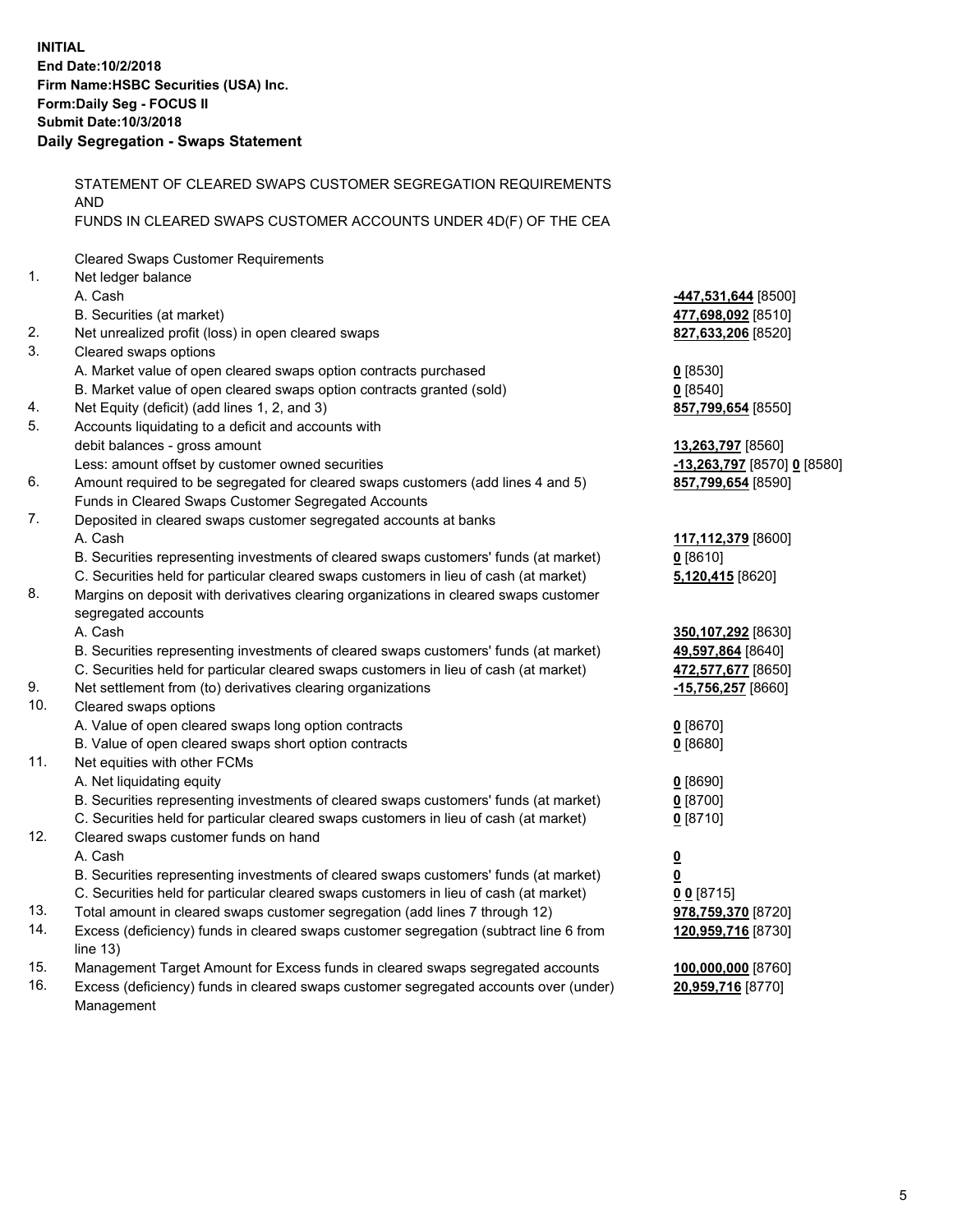**INITIAL**
**End Date:10/2/2018**
**Firm Name:HSBC Securities (USA) Inc.**
**Form:Daily Seg - FOCUS II**
**Submit Date:10/3/2018**
**Daily Segregation - Swaps Statement**

STATEMENT OF CLEARED SWAPS CUSTOMER SEGREGATION REQUIREMENTS AND FUNDS IN CLEARED SWAPS CUSTOMER ACCOUNTS UNDER 4D(F) OF THE CEA

| | | |
|---|---|---|
| | Cleared Swaps Customer Requirements | |
| 1. | Net ledger balance | |
| | A. Cash | **-447,531,644** [8500] |
| | B. Securities (at market) | **477,698,092** [8510] |
| 2. | Net unrealized profit (loss) in open cleared swaps | **827,633,206** [8520] |
| 3. | Cleared swaps options | |
| | A. Market value of open cleared swaps option contracts purchased | **0** [8530] |
| | B. Market value of open cleared swaps option contracts granted (sold) | **0** [8540] |
| 4. | Net Equity (deficit) (add lines 1, 2, and 3) | **857,799,654** [8550] |
| 5. | Accounts liquidating to a deficit and accounts with | |
| | debit balances - gross amount | **13,263,797** [8560] |
| | Less: amount offset by customer owned securities | **-13,263,797** [8570] **0** [8580] |
| 6. | Amount required to be segregated for cleared swaps customers (add lines 4 and 5) | **857,799,654** [8590] |
| | Funds in Cleared Swaps Customer Segregated Accounts | |
| 7. | Deposited in cleared swaps customer segregated accounts at banks | |
| | A. Cash | **117,112,379** [8600] |
| | B. Securities representing investments of cleared swaps customers' funds (at market) | **0** [8610] |
| | C. Securities held for particular cleared swaps customers in lieu of cash (at market) | **5,120,415** [8620] |
| 8. | Margins on deposit with derivatives clearing organizations in cleared swaps customer segregated accounts | |
| | A. Cash | **350,107,292** [8630] |
| | B. Securities representing investments of cleared swaps customers' funds (at market) | **49,597,864** [8640] |
| | C. Securities held for particular cleared swaps customers in lieu of cash (at market) | **472,577,677** [8650] |
| 9. | Net settlement from (to) derivatives clearing organizations | **-15,756,257** [8660] |
| 10. | Cleared swaps options | |
| | A. Value of open cleared swaps long option contracts | **0** [8670] |
| | B. Value of open cleared swaps short option contracts | **0** [8680] |
| 11. | Net equities with other FCMs | |
| | A. Net liquidating equity | **0** [8690] |
| | B. Securities representing investments of cleared swaps customers' funds (at market) | **0** [8700] |
| | C. Securities held for particular cleared swaps customers in lieu of cash (at market) | **0** [8710] |
| 12. | Cleared swaps customer funds on hand | |
| | A. Cash | **0** |
| | B. Securities representing investments of cleared swaps customers' funds (at market) | **0** |
| | C. Securities held for particular cleared swaps customers in lieu of cash (at market) | **0** **0** [8715] |
| 13. | Total amount in cleared swaps customer segregation (add lines 7 through 12) | **978,759,370** [8720] |
| 14. | Excess (deficiency) funds in cleared swaps customer segregation (subtract line 6 from line 13) | **120,959,716** [8730] |
| 15. | Management Target Amount for Excess funds in cleared swaps segregated accounts | **100,000,000** [8760] |
| 16. | Excess (deficiency) funds in cleared swaps customer segregated accounts over (under) Management | **20,959,716** [8770] |